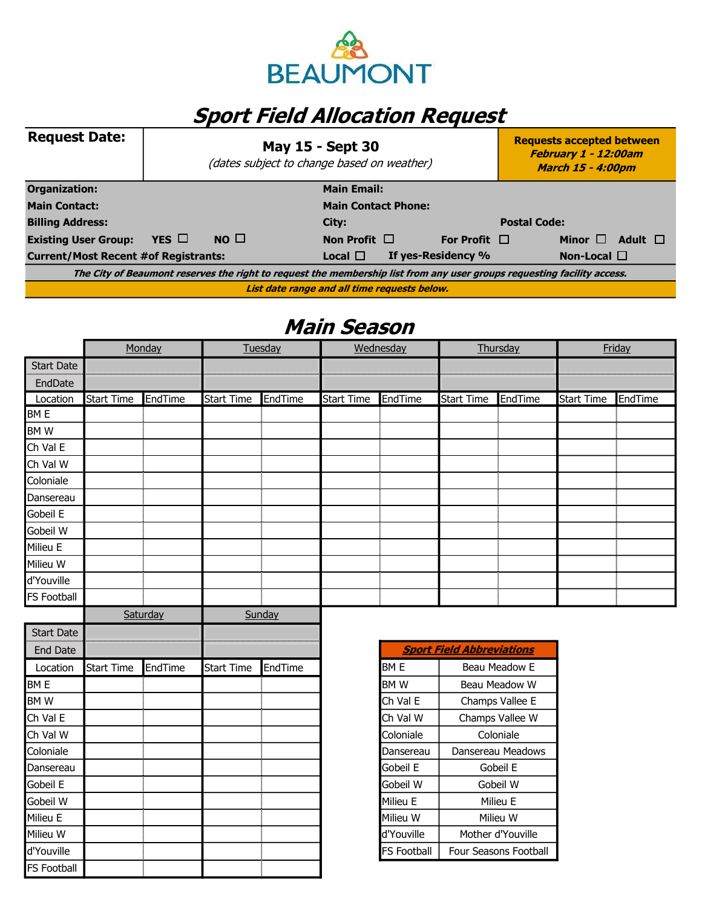BEAUMONT

# Sport Field Allocation Request

| Request Date: | May 15 - Sept 30<br>*(dates subject to change based on weather)* | **Requests accepted between**<br>***February 1 - 12:00am***<br>***March 15 - 4:00pm*** |
|---|---|---|

**Organization:** 　　　　　**Main Email:**

**Main Contact:** 　　　　　**Main Contact Phone:**

**Billing Address:** 　　　　　**City:** 　　　　　**Postal Code:**

**Existing User Group:** YES ☐ NO ☐ 　　**Non Profit** ☐ 　**For Profit** ☐ 　**Minor** ☐ 　**Adult** ☐

**Current/Most Recent #of Registrants:** 　　**Local** ☐ 　**If yes-Residency %** 　　**Non-Local** ☐

***The City of Beaumont reserves the right to request the membership list from any user groups requesting facility access.***

***List date range and all time requests below.***

## Main Season

| | Monday | | Tuesday | | Wednesday | | Thursday | | Friday | |
|---|---|---|---|---|---|---|---|---|---|---|
| Start Date | | | | | | | | | | |
| EndDate | | | | | | | | | | |
| Location | Start Time | EndTime | Start Time | EndTime | Start Time | EndTime | Start Time | EndTime | Start Time | EndTime |
| BM E | | | | | | | | | | |
| BM W | | | | | | | | | | |
| Ch Val E | | | | | | | | | | |
| Ch Val W | | | | | | | | | | |
| Coloniale | | | | | | | | | | |
| Dansereau | | | | | | | | | | |
| Gobeil E | | | | | | | | | | |
| Gobeil W | | | | | | | | | | |
| Milieu E | | | | | | | | | | |
| Milieu W | | | | | | | | | | |
| d'Youville | | | | | | | | | | |
| FS Football | | | | | | | | | | |

| | Saturday | | Sunday | |
|---|---|---|---|---|
| Start Date | | | | |
| End Date | | | | |
| Location | Start Time | EndTime | Start Time | EndTime |
| BM E | | | | |
| BM W | | | | |
| Ch Val E | | | | |
| Ch Val W | | | | |
| Coloniale | | | | |
| Dansereau | | | | |
| Gobeil E | | | | |
| Gobeil W | | | | |
| Milieu E | | | | |
| Milieu W | | | | |
| d'Youville | | | | |
| FS Football | | | | |

| ***Sport Field Abbreviations*** | |
|---|---|
| BM E | Beau Meadow E |
| BM W | Beau Meadow W |
| Ch Val E | Champs Vallee E |
| Ch Val W | Champs Vallee W |
| Coloniale | Coloniale |
| Dansereau | Dansereau Meadows |
| Gobeil E | Gobeil E |
| Gobeil W | Gobeil W |
| Milieu E | Milieu E |
| Milieu W | Milieu W |
| d'Youville | Mother d'Youville |
| FS Football | Four Seasons Football |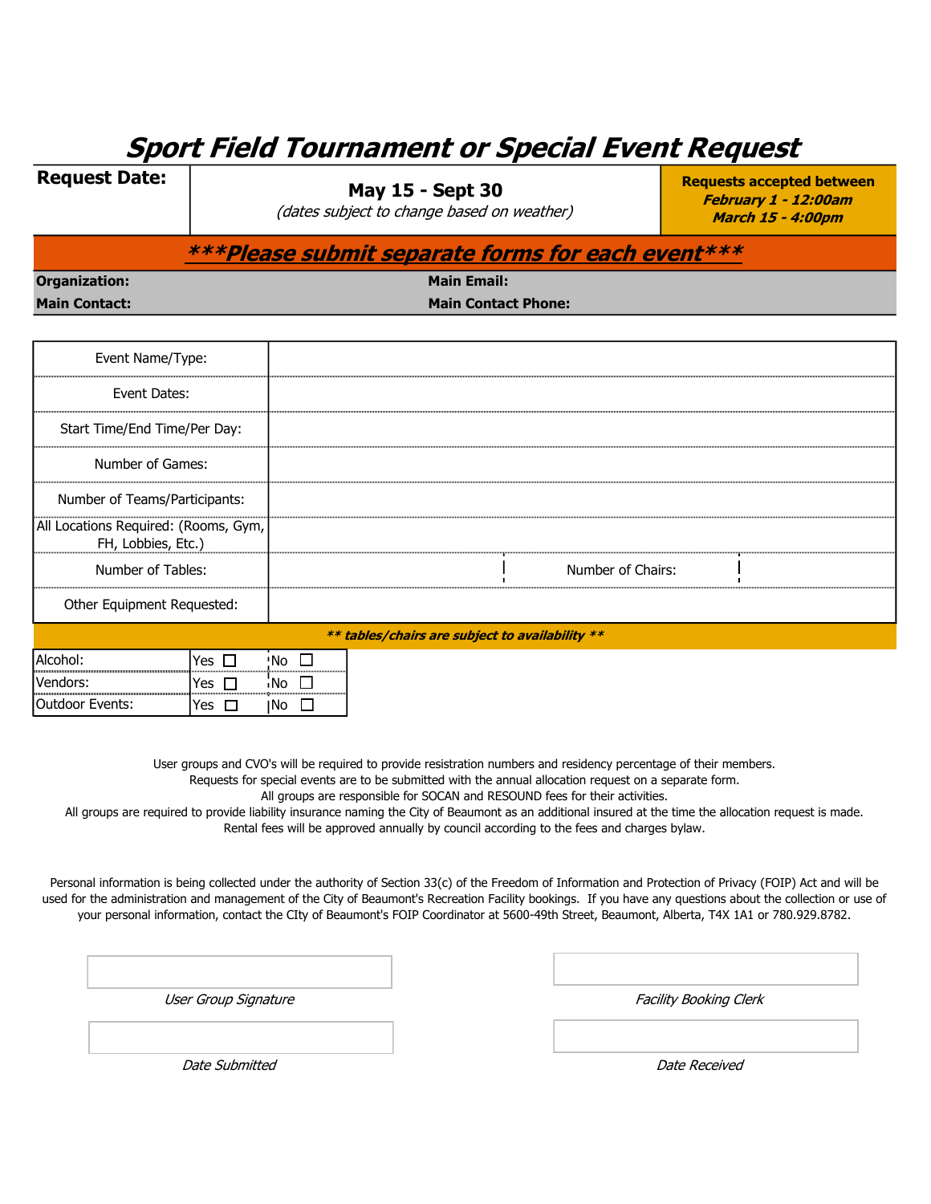# *Sport Field Tournament or Special Event Request*

| | | |
|---|---|---|
| **Request Date:** | **May 15 - Sept 30** *(dates subject to change based on weather)* | **Requests accepted between** ***February 1 - 12:00am*** ***March 15 - 4:00pm*** |

***<u>\*\*\*Please submit separate forms for each event\*\*\*</u>***

| | |
|---|---|
| **Organization:** | **Main Email:** |
| **Main Contact:** | **Main Contact Phone:** |

| | | | |
|---|---|---|---|
| Event Name/Type: | | | |
| Event Dates: | | | |
| Start Time/End Time/Per Day: | | | |
| Number of Games: | | | |
| Number of Teams/Participants: | | | |
| All Locations Required: (Rooms, Gym, FH, Lobbies, Etc.) | | | |
| Number of Tables: | | Number of Chairs: | |
| Other Equipment Requested: | | | |

***\*\* tables/chairs are subject to availability \*\****

| | | |
|---|---|---|
| Alcohol: | Yes ☐ | No ☐ |
| Vendors: | Yes ☐ | No ☐ |
| Outdoor Events: | Yes ☐ | No ☐ |

User groups and CVO's will be required to provide resistration numbers and residency percentage of their members.
Requests for special events are to be submitted with the annual allocation request on a separate form.
All groups are responsible for SOCAN and RESOUND fees for their activities.
All groups are required to provide liability insurance naming the City of Beaumont as an additional insured at the time the allocation request is made.
Rental fees will be approved annually by council according to the fees and charges bylaw.

Personal information is being collected under the authority of Section 33(c) of the Freedom of Information and Protection of Privacy (FOIP) Act and will be used for the administration and management of the City of Beaumont's Recreation Facility bookings. If you have any questions about the collection or use of your personal information, contact the CIty of Beaumont's FOIP Coordinator at 5600-49th Street, Beaumont, Alberta, T4X 1A1 or 780.929.8782.

*User Group Signature*

*Facility Booking Clerk*

*Date Submitted*

*Date Received*